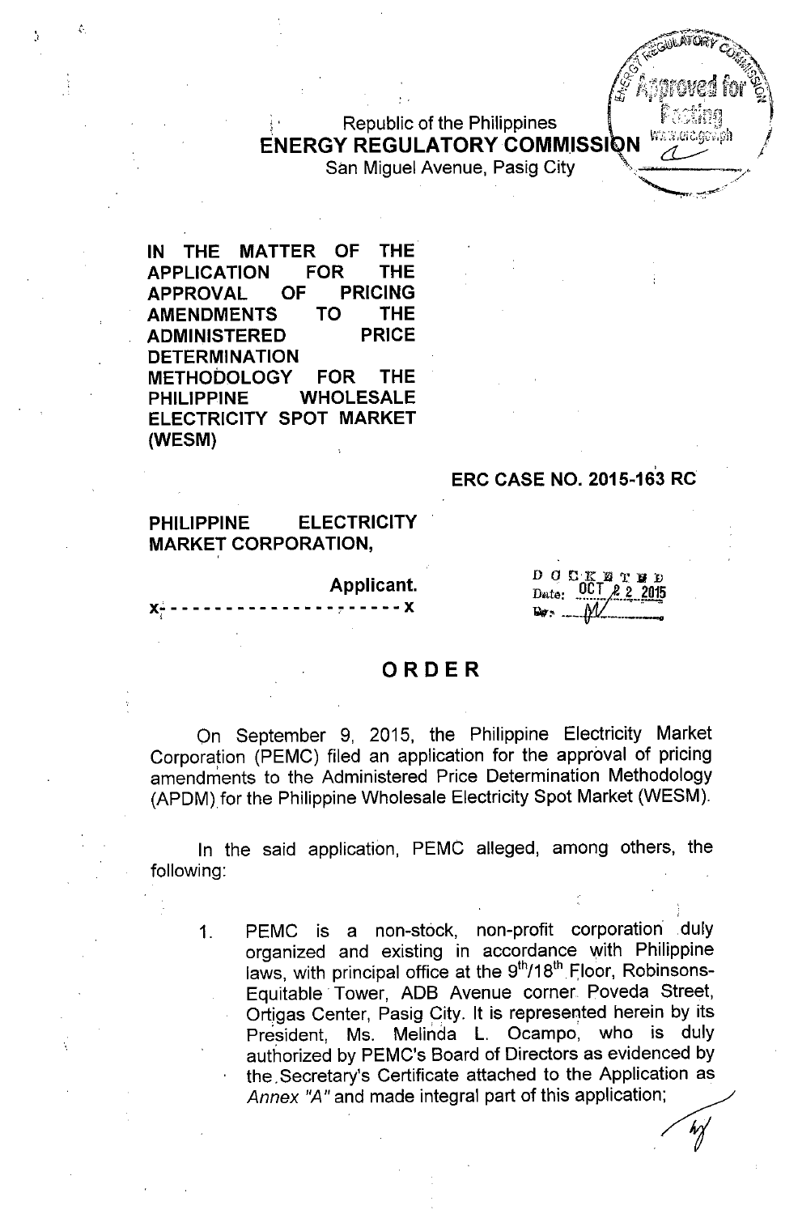Republic of the Philippines
**ENERGY REGULATORY COMMISSION**
San Miguel Avenue, Pasig City

**IN THE MATTER OF THE APPLICATION FOR THE APPROVAL OF PRICING AMENDMENTS TO THE ADMINISTERED PRICE DETERMINATION METHODOLOGY FOR THE PHILIPPINE WHOLESALE ELECTRICITY SPOT MARKET (WESM)**

**ERC CASE NO. 2015-163 RC**

**PHILIPPINE ELECTRICITY MARKET CORPORATION,**

**Applicant.**

x- - - - - - - - - - - - - - - - - - - - - - x

DOCKETED
Date: OCT 22 2015
By: M

# ORDER

On September 9, 2015, the Philippine Electricity Market Corporation (PEMC) filed an application for the approval of pricing amendments to the Administered Price Determination Methodology (APDM) for the Philippine Wholesale Electricity Spot Market (WESM).

In the said application, PEMC alleged, among others, the following:

1. PEMC is a non-stock, non-profit corporation duly organized and existing in accordance with Philippine laws, with principal office at the 9th/18th Floor, Robinsons-Equitable Tower, ADB Avenue corner Poveda Street, Ortigas Center, Pasig City. It is represented herein by its President, Ms. Melinda L. Ocampo, who is duly authorized by PEMC's Board of Directors as evidenced by the Secretary's Certificate attached to the Application as *Annex "A"* and made integral part of this application;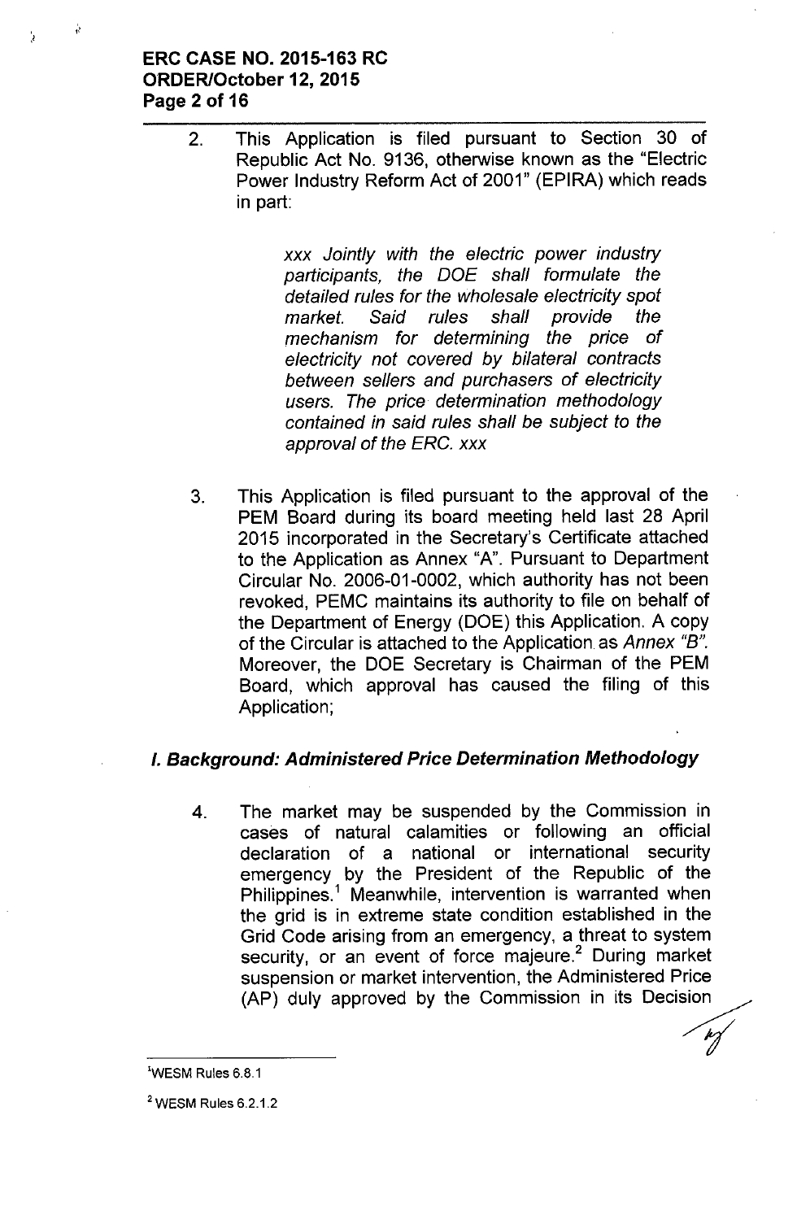2. This Application is filed pursuant to Section 30 of Republic Act No. 9136, otherwise known as the "Electric Power Industry Reform Act of 2001" (EPIRA) which reads in part:

   > *xxx Jointly with the electric power industry participants, the DOE shall formulate the detailed rules for the wholesale electricity spot market. Said rules shall provide the mechanism for determining the price of electricity not covered by bilateral contracts between sellers and purchasers of electricity users. The price determination methodology contained in said rules shall be subject to the approval of the ERC. xxx*

3. This Application is filed pursuant to the approval of the PEM Board during its board meeting held last 28 April 2015 incorporated in the Secretary's Certificate attached to the Application as Annex "A". Pursuant to Department Circular No. 2006-01-0002, which authority has not been revoked, PEMC maintains its authority to file on behalf of the Department of Energy (DOE) this Application. A copy of the Circular is attached to the Application as *Annex "B"*. Moreover, the DOE Secretary is Chairman of the PEM Board, which approval has caused the filing of this Application;

## *I. Background: Administered Price Determination Methodology*

4. The market may be suspended by the Commission in cases of natural calamities or following an official declaration of a national or international security emergency by the President of the Republic of the Philippines.[1] Meanwhile, intervention is warranted when the grid is in extreme state condition established in the Grid Code arising from an emergency, a threat to system security, or an event of force majeure.[2] During market suspension or market intervention, the Administered Price (AP) duly approved by the Commission in its Decision

---

[1] WESM Rules 6.8.1

[2] WESM Rules 6.2.1.2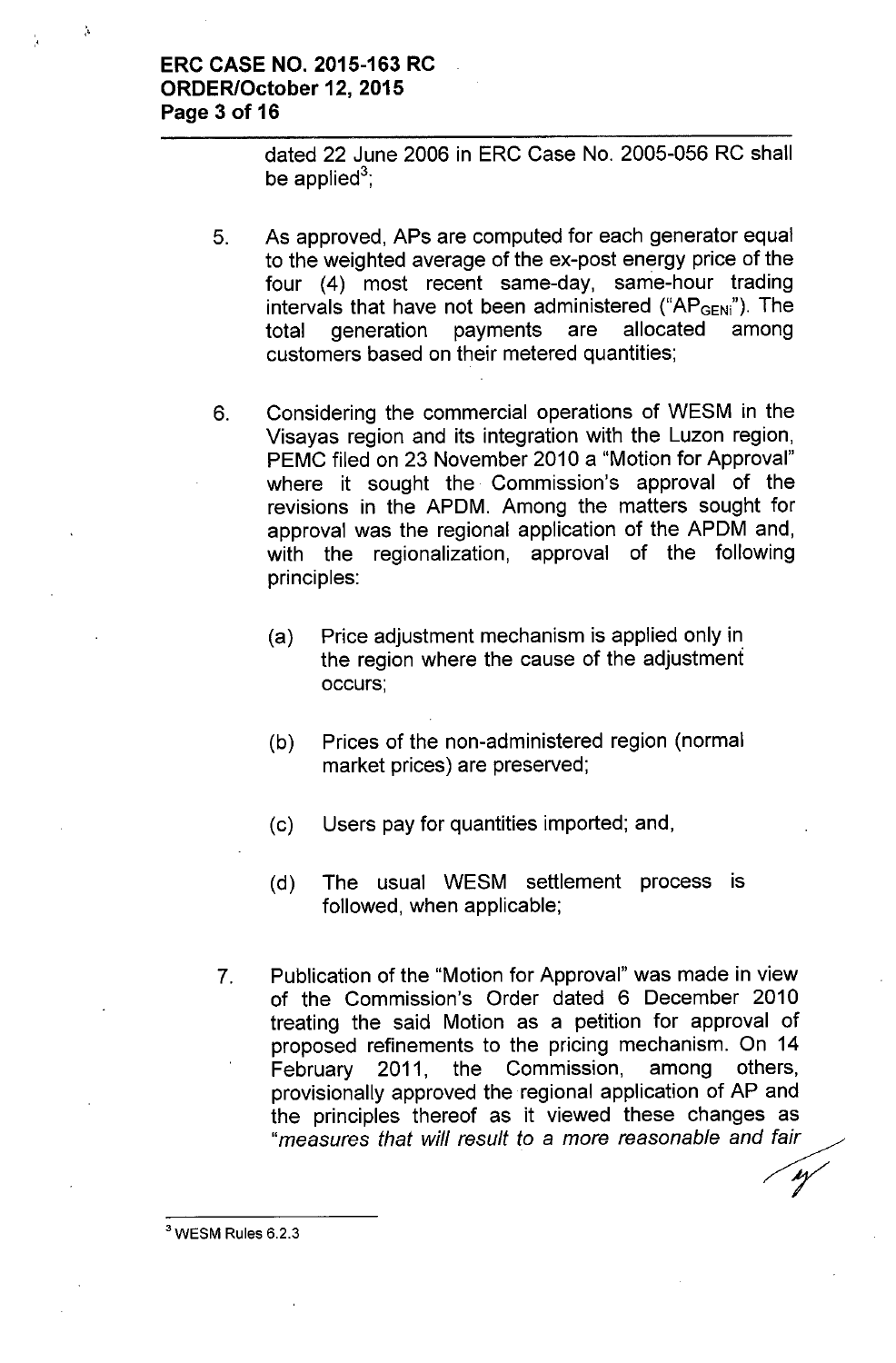dated 22 June 2006 in ERC Case No. 2005-056 RC shall be applied[3];

5. As approved, APs are computed for each generator equal to the weighted average of the ex-post energy price of the four (4) most recent same-day, same-hour trading intervals that have not been administered ("$AP_{GENi}$"). The total generation payments are allocated among customers based on their metered quantities;

6. Considering the commercial operations of WESM in the Visayas region and its integration with the Luzon region, PEMC filed on 23 November 2010 a "Motion for Approval" where it sought the Commission's approval of the revisions in the APDM. Among the matters sought for approval was the regional application of the APDM and, with the regionalization, approval of the following principles:

   (a) Price adjustment mechanism is applied only in the region where the cause of the adjustment occurs;

   (b) Prices of the non-administered region (normal market prices) are preserved;

   (c) Users pay for quantities imported; and,

   (d) The usual WESM settlement process is followed, when applicable;

7. Publication of the "Motion for Approval" was made in view of the Commission's Order dated 6 December 2010 treating the said Motion as a petition for approval of proposed refinements to the pricing mechanism. On 14 February 2011, the Commission, among others, provisionally approved the regional application of AP and the principles thereof as it viewed these changes as "*measures that will result to a more reasonable and fair*

[3] WESM Rules 6.2.3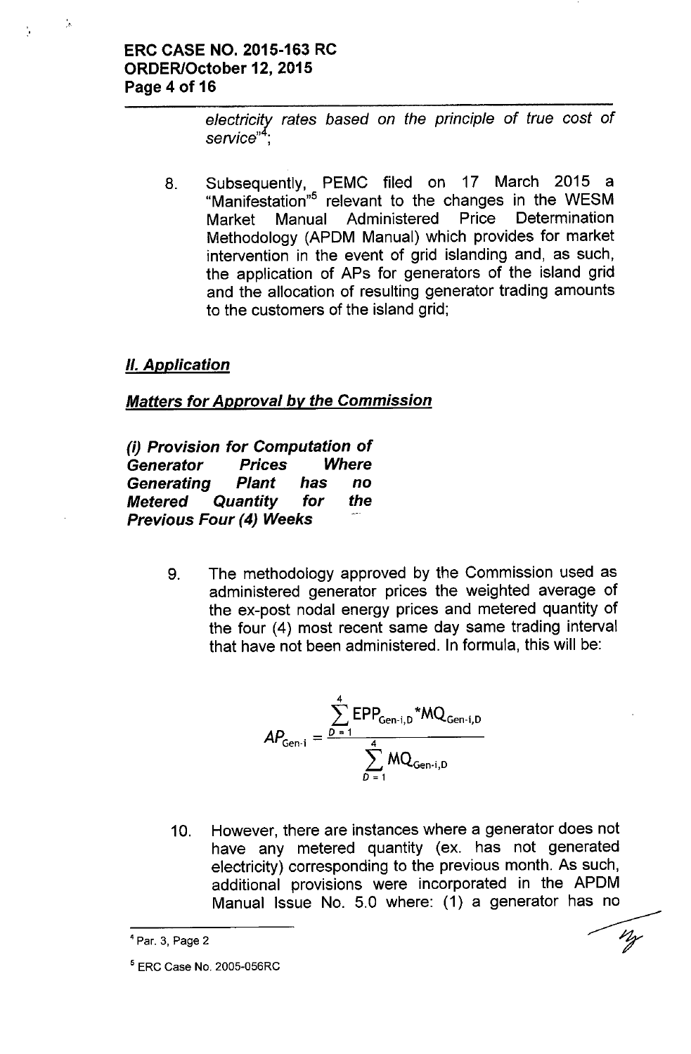electricity rates based on the principle of true cost of service"[4];

8. Subsequently, PEMC filed on 17 March 2015 a "Manifestation"[5] relevant to the changes in the WESM Market Manual Administered Price Determination Methodology (APDM Manual) which provides for market intervention in the event of grid islanding and, as such, the application of APs for generators of the island grid and the allocation of resulting generator trading amounts to the customers of the island grid;

## *II. Application*

### *Matters for Approval by the Commission*

***(i) Provision for Computation of Generator Prices Where Generating Plant has no Metered Quantity for the Previous Four (4) Weeks***

9. The methodology approved by the Commission used as administered generator prices the weighted average of the ex-post nodal energy prices and metered quantity of the four (4) most recent same day same trading interval that have not been administered. In formula, this will be:

$$AP_{Gen\text{-}i} = \frac{\sum_{D=1}^{4} EPP_{Gen\text{-}i,D} * MQ_{Gen\text{-}i,D}}{\sum_{D=1}^{4} MQ_{Gen\text{-}i,D}}$$

10. However, there are instances where a generator does not have any metered quantity (ex. has not generated electricity) corresponding to the previous month. As such, additional provisions were incorporated in the APDM Manual Issue No. 5.0 where: (1) a generator has no

---

[4] Par. 3, Page 2

[5] ERC Case No. 2005-056RC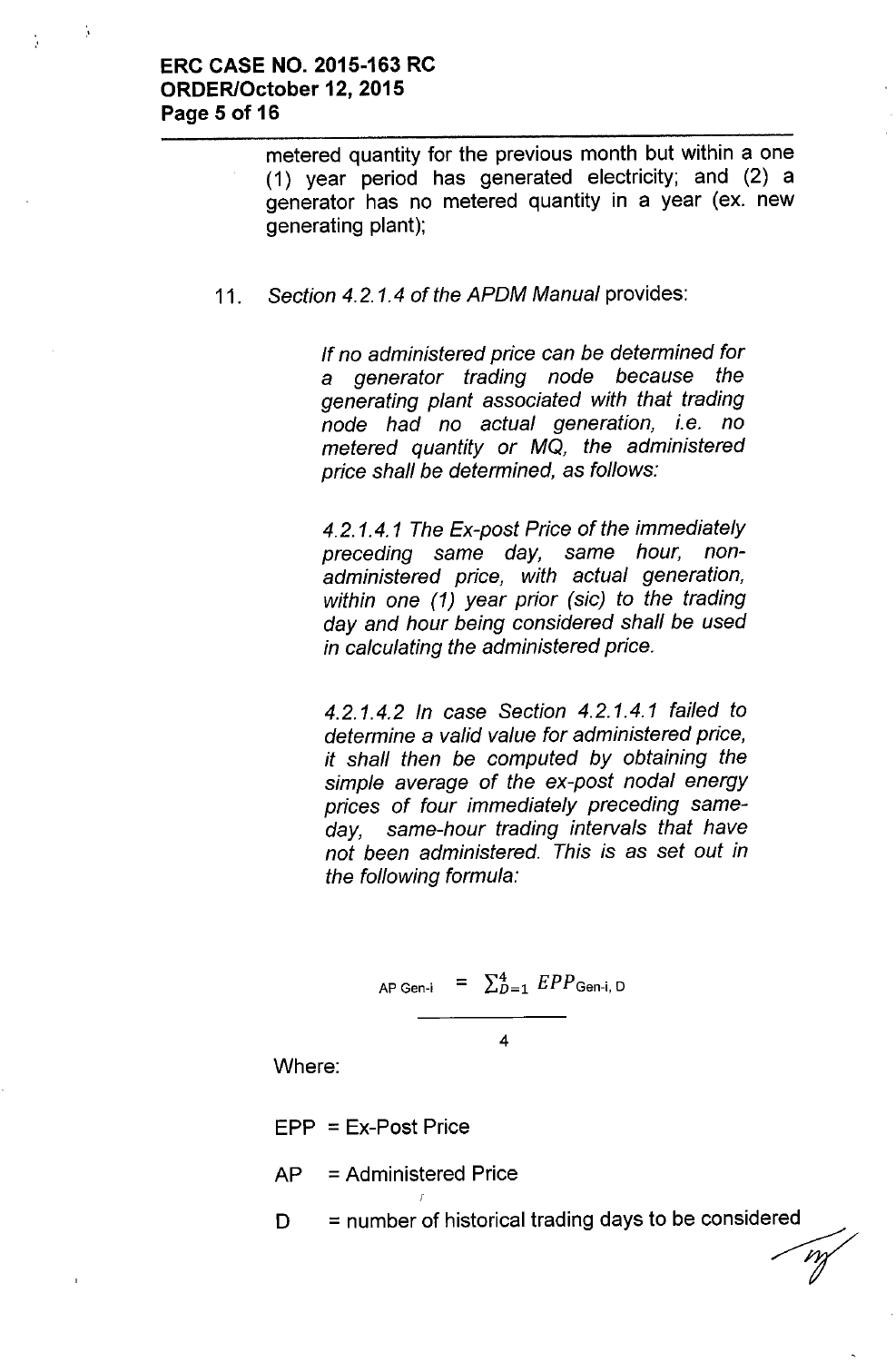metered quantity for the previous month but within a one (1) year period has generated electricity; and (2) a generator has no metered quantity in a year (ex. new generating plant);

11. *Section 4.2.1.4 of the APDM Manual* provides:

> *If no administered price can be determined for a generator trading node because the generating plant associated with that trading node had no actual generation, i.e. no metered quantity or MQ, the administered price shall be determined, as follows:*
>
> *4.2.1.4.1 The Ex-post Price of the immediately preceding same day, same hour, non-administered price, with actual generation, within one (1) year prior (sic) to the trading day and hour being considered shall be used in calculating the administered price.*
>
> *4.2.1.4.2 In case Section 4.2.1.4.1 failed to determine a valid value for administered price, it shall then be computed by obtaining the simple average of the ex-post nodal energy prices of four immediately preceding same-day, same-hour trading intervals that have not been administered. This is as set out in the following formula:*

$$AP_{\text{Gen-i}} = \frac{\sum_{D=1}^{4} EPP_{\text{Gen-i, D}}}{4}$$

Where:

EPP = Ex-Post Price

AP = Administered Price

D = number of historical trading days to be considered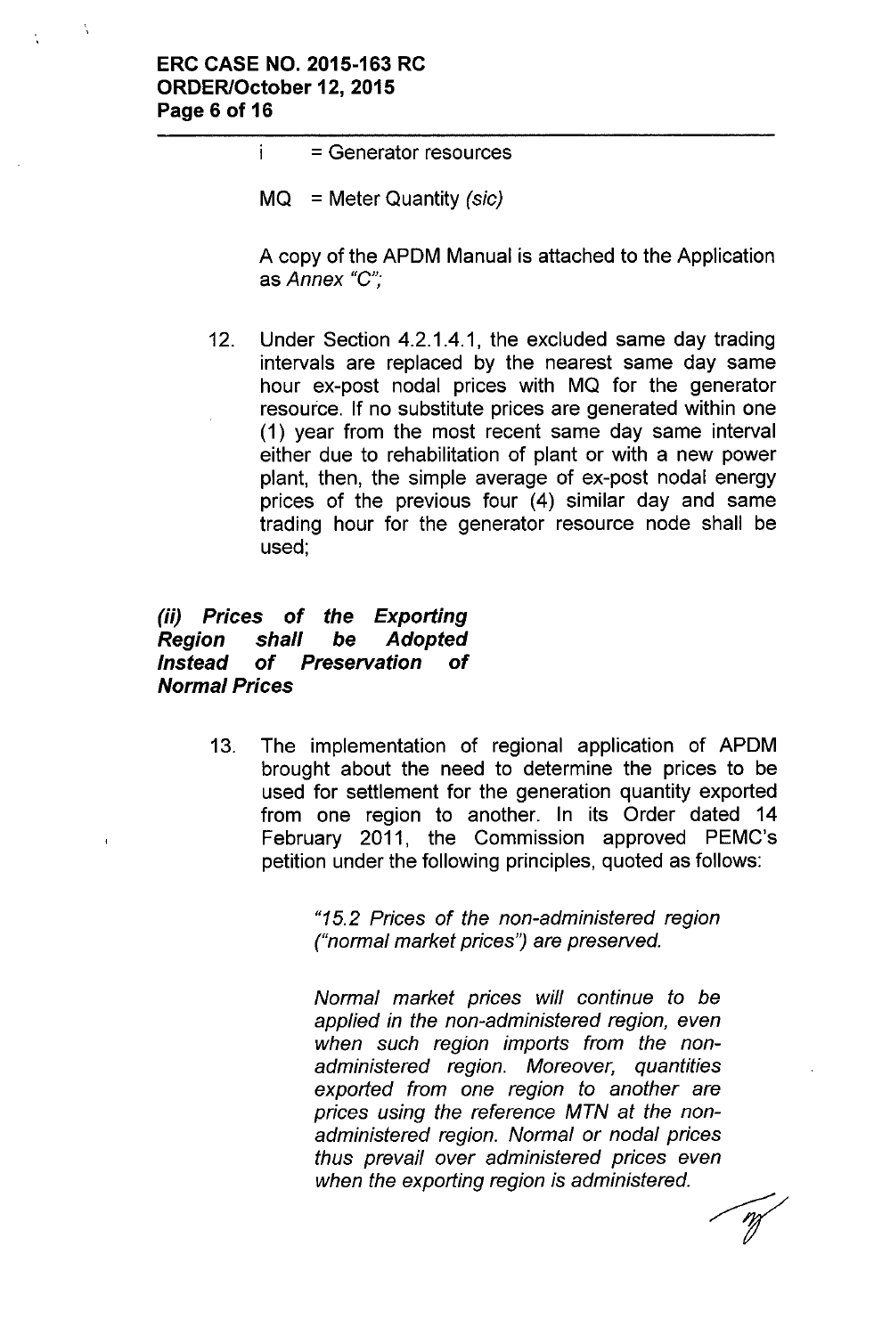i = Generator resources

MQ = Meter Quantity *(sic)*

A copy of the APDM Manual is attached to the Application as *Annex "C"*;

12. Under Section 4.2.1.4.1, the excluded same day trading intervals are replaced by the nearest same day same hour ex-post nodal prices with MQ for the generator resource. If no substitute prices are generated within one (1) year from the most recent same day same interval either due to rehabilitation of plant or with a new power plant, then, the simple average of ex-post nodal energy prices of the previous four (4) similar day and same trading hour for the generator resource node shall be used;

***(ii) Prices of the Exporting Region shall be Adopted Instead of Preservation of Normal Prices***

13. The implementation of regional application of APDM brought about the need to determine the prices to be used for settlement for the generation quantity exported from one region to another. In its Order dated 14 February 2011, the Commission approved PEMC's petition under the following principles, quoted as follows:

> *"15.2 Prices of the non-administered region ("normal market prices") are preserved.*
>
> *Normal market prices will continue to be applied in the non-administered region, even when such region imports from the non-administered region. Moreover, quantities exported from one region to another are prices using the reference MTN at the non-administered region. Normal or nodal prices thus prevail over administered prices even when the exporting region is administered.*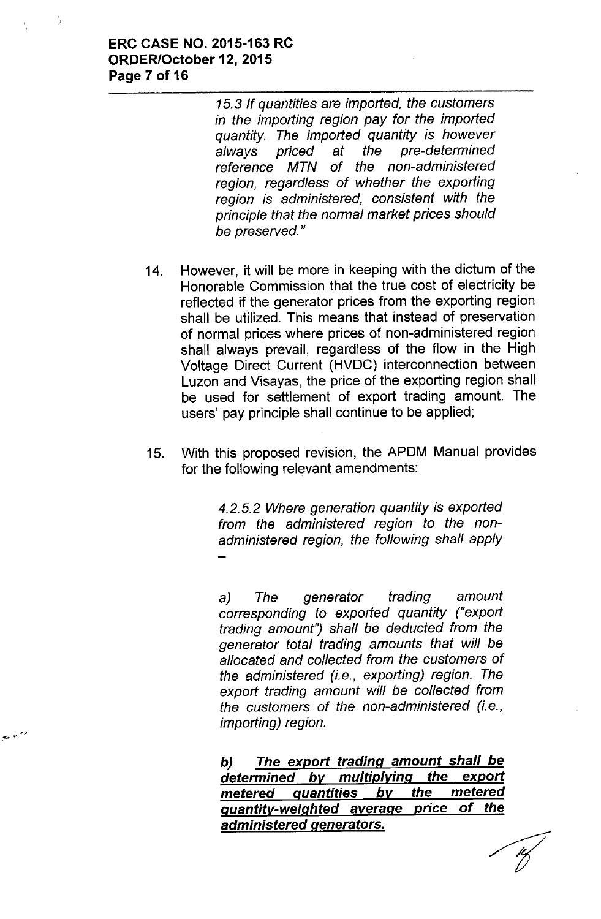> *15.3 If quantities are imported, the customers in the importing region pay for the imported quantity. The imported quantity is however always priced at the pre-determined reference MTN of the non-administered region, regardless of whether the exporting region is administered, consistent with the principle that the normal market prices should be preserved."*

14. However, it will be more in keeping with the dictum of the Honorable Commission that the true cost of electricity be reflected if the generator prices from the exporting region shall be utilized. This means that instead of preservation of normal prices where prices of non-administered region shall always prevail, regardless of the flow in the High Voltage Direct Current (HVDC) interconnection between Luzon and Visayas, the price of the exporting region shall be used for settlement of export trading amount. The users' pay principle shall continue to be applied;

15. With this proposed revision, the APDM Manual provides for the following relevant amendments:

> *4.2.5.2 Where generation quantity is exported from the administered region to the non-administered region, the following shall apply –*
>
> *a) The generator trading amount corresponding to exported quantity ("export trading amount") shall be deducted from the generator total trading amounts that will be allocated and collected from the customers of the administered (i.e., exporting) region. The export trading amount will be collected from the customers of the non-administered (i.e., importing) region.*
>
> ***b) <u>The export trading amount shall be determined by multiplying the export metered quantities by the metered quantity-weighted average price of the administered generators.</u>***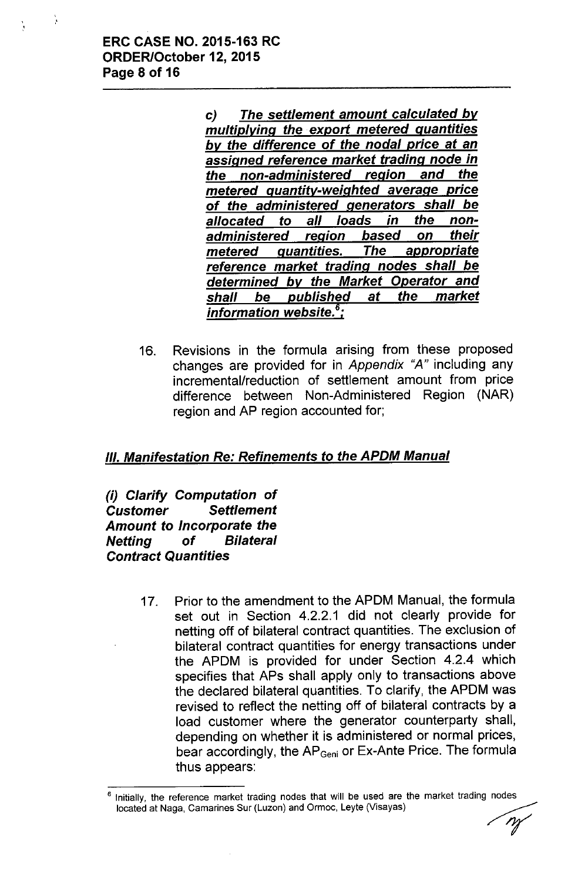c) ***The settlement amount calculated by multiplying the export metered quantities by the difference of the nodal price at an assigned reference market trading node in the non-administered region and the metered quantity-weighted average price of the administered generators shall be allocated to all loads in the non-administered region based on their metered quantities. The appropriate reference market trading nodes shall be determined by the Market Operator and shall be published at the market information website.[6];***

16. Revisions in the formula arising from these proposed changes are provided for in *Appendix "A"* including any incremental/reduction of settlement amount from price difference between Non-Administered Region (NAR) region and AP region accounted for;

***III. Manifestation Re: Refinements to the APDM Manual***

***(i) Clarify Computation of Customer Settlement Amount to Incorporate the Netting of Bilateral Contract Quantities***

17. Prior to the amendment to the APDM Manual, the formula set out in Section 4.2.2.1 did not clearly provide for netting off of bilateral contract quantities. The exclusion of bilateral contract quantities for energy transactions under the APDM is provided for under Section 4.2.4 which specifies that APs shall apply only to transactions above the declared bilateral quantities. To clarify, the APDM was revised to reflect the netting off of bilateral contracts by a load customer where the generator counterparty shall, depending on whether it is administered or normal prices, bear accordingly, the $AP_{Geni}$ or Ex-Ante Price. The formula thus appears:

[6] Initially, the reference market trading nodes that will be used are the market trading nodes located at Naga, Camarines Sur (Luzon) and Ormoc, Leyte (Visayas)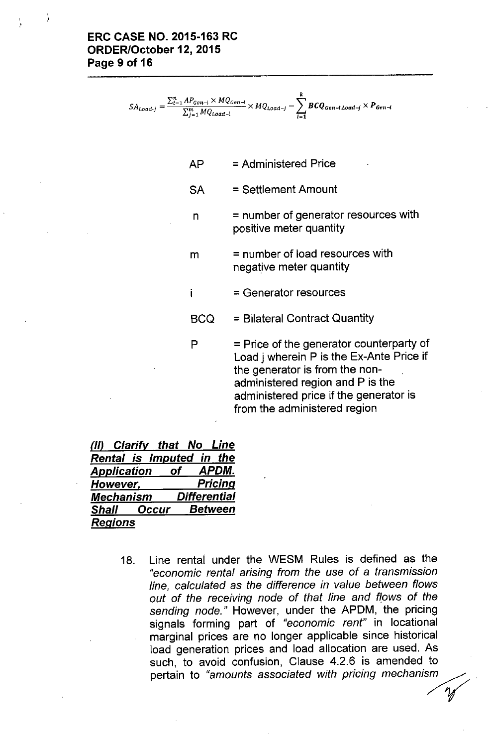$$SA_{Load\text{-}j} = \frac{\sum_{i=1}^{n} AP_{Gen\text{-}i} \times MQ_{Gen\text{-}i}}{\sum_{j=1}^{m} MQ_{Load\text{-}i}} \times MQ_{Load\text{-}j} - \sum_{i=1}^{k} BCQ_{Gen\text{-}i,Load\text{-}j} \times P_{Gen\text{-}i}$$

AP = Administered Price

SA = Settlement Amount

n = number of generator resources with positive meter quantity

m = number of load resources with negative meter quantity

i = Generator resources

BCQ = Bilateral Contract Quantity

P = Price of the generator counterparty of Load j wherein P is the Ex-Ante Price if the generator is from the non-administered region and P is the administered price if the generator is from the administered region

***(ii) Clarify that No Line Rental is Imputed in the Application of APDM. However, Pricing Mechanism Differential Shall Occur Between Regions***

18. Line rental under the WESM Rules is defined as the *"economic rental arising from the use of a transmission line, calculated as the difference in value between flows out of the receiving node of that line and flows of the sending node."* However, under the APDM, the pricing signals forming part of *"economic rent"* in locational marginal prices are no longer applicable since historical load generation prices and load allocation are used. As such, to avoid confusion, Clause 4.2.6 is amended to pertain to *"amounts associated with pricing mechanism*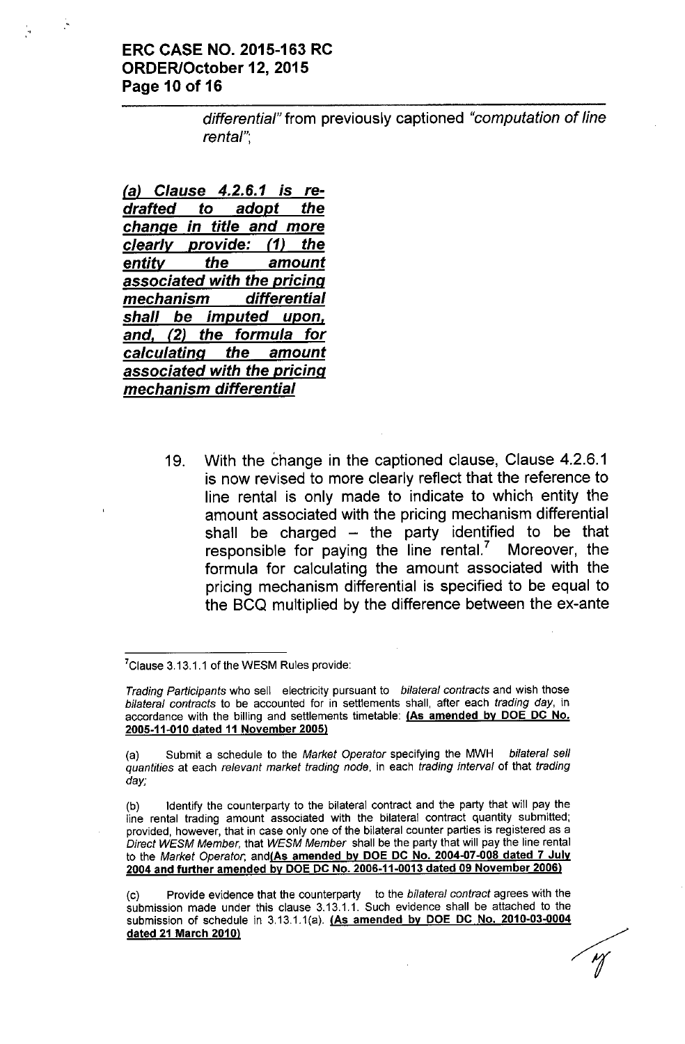*differential"* from previously captioned *"computation of line rental"*;

***(a) Clause 4.2.6.1 is re-drafted to adopt the change in title and more clearly provide: (1) the entity the amount associated with the pricing mechanism differential shall be imputed upon, and, (2) the formula for calculating the amount associated with the pricing mechanism differential***

19. With the change in the captioned clause, Clause 4.2.6.1 is now revised to more clearly reflect that the reference to line rental is only made to indicate to which entity the amount associated with the pricing mechanism differential shall be charged – the party identified to be that responsible for paying the line rental.[7] Moreover, the formula for calculating the amount associated with the pricing mechanism differential is specified to be equal to the BCQ multiplied by the difference between the ex-ante

---

[7]Clause 3.13.1.1 of the WESM Rules provide:

*Trading Participants* who sell electricity pursuant to *bilateral contracts* and wish those *bilateral contracts* to be accounted for in settlements shall, after each *trading day*, in accordance with the billing and settlements timetable: **(As amended by DOE DC No. 2005-11-010 dated 11 November 2005)**

(a) Submit a schedule to the *Market Operator* specifying the MWH *bilateral sell quantities* at each *relevant market trading node*, in each *trading interval* of that *trading day*;

(b) Identify the counterparty to the bilateral contract and the party that will pay the line rental trading amount associated with the bilateral contract quantity submitted; provided, however, that in case only one of the bilateral counter parties is registered as a *Direct WESM Member*, that *WESM Member* shall be the party that will pay the line rental to the *Market Operator*, and**(As amended by DOE DC No. 2004-07-008 dated 7 July 2004 and further amended by DOE DC No. 2006-11-0013 dated 09 November 2006)**

(c) Provide evidence that the counterparty to the *bilateral contract* agrees with the submission made under this clause 3.13.1.1. Such evidence shall be attached to the submission of schedule in 3.13.1.1(a). **(As amended by DOE DC No. 2010-03-0004 dated 21 March 2010)**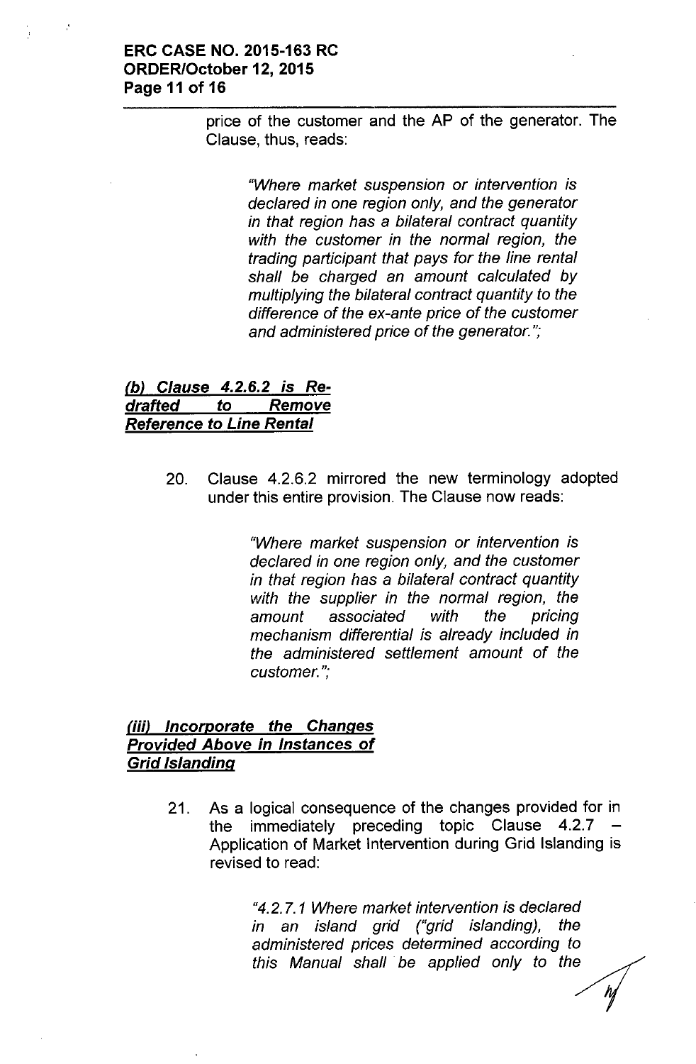price of the customer and the AP of the generator. The Clause, thus, reads:

> *"Where market suspension or intervention is declared in one region only, and the generator in that region has a bilateral contract quantity with the customer in the normal region, the trading participant that pays for the line rental shall be charged an amount calculated by multiplying the bilateral contract quantity to the difference of the ex-ante price of the customer and administered price of the generator.";*

***(b) Clause 4.2.6.2 is Re-drafted to Remove Reference to Line Rental***

20. Clause 4.2.6.2 mirrored the new terminology adopted under this entire provision. The Clause now reads:

> *"Where market suspension or intervention is declared in one region only, and the customer in that region has a bilateral contract quantity with the supplier in the normal region, the amount associated with the pricing mechanism differential is already included in the administered settlement amount of the customer.";*

***(iii) Incorporate the Changes Provided Above in Instances of Grid Islanding***

21. As a logical consequence of the changes provided for in the immediately preceding topic Clause 4.2.7 – Application of Market Intervention during Grid Islanding is revised to read:

> *"4.2.7.1 Where market intervention is declared in an island grid ("grid islanding), the administered prices determined according to this Manual shall be applied only to the*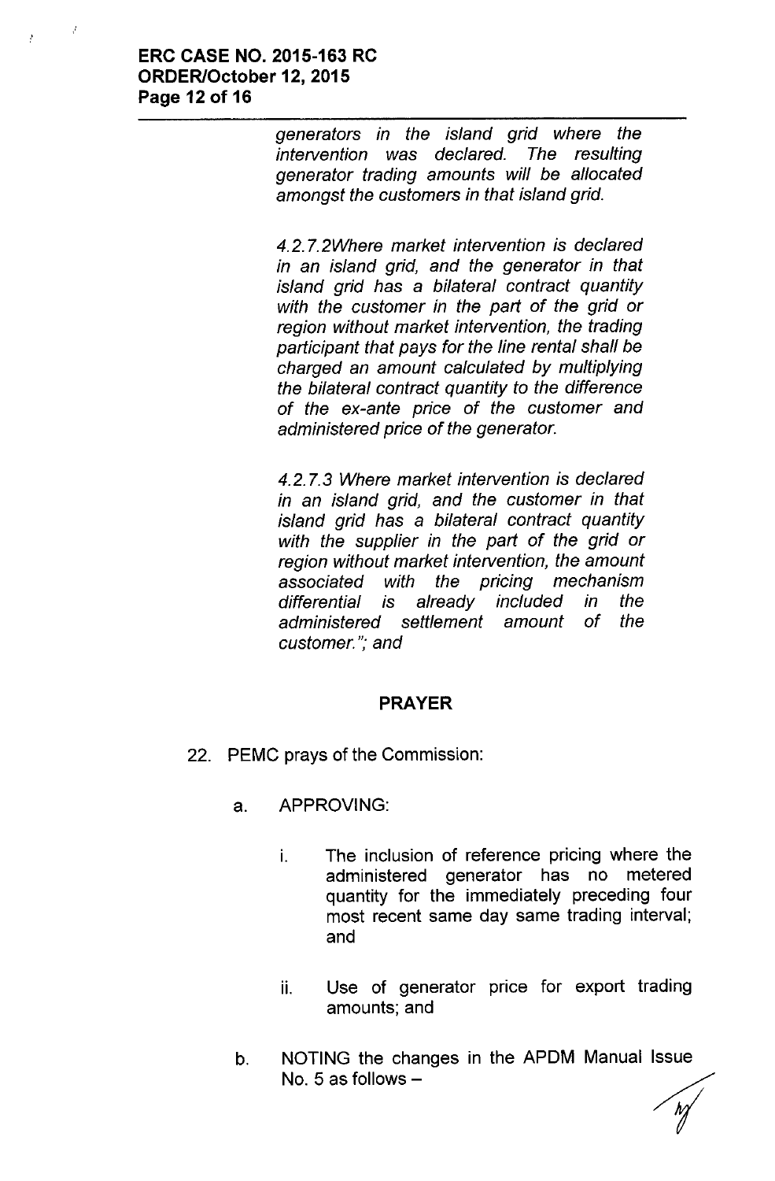*generators in the island grid where the intervention was declared. The resulting generator trading amounts will be allocated amongst the customers in that island grid.*

*4.2.7.2Where market intervention is declared in an island grid, and the generator in that island grid has a bilateral contract quantity with the customer in the part of the grid or region without market intervention, the trading participant that pays for the line rental shall be charged an amount calculated by multiplying the bilateral contract quantity to the difference of the ex-ante price of the customer and administered price of the generator.*

*4.2.7.3 Where market intervention is declared in an island grid, and the customer in that island grid has a bilateral contract quantity with the supplier in the part of the grid or region without market intervention, the amount associated with the pricing mechanism differential is already included in the administered settlement amount of the customer."; and*

## PRAYER

22. PEMC prays of the Commission:

    a. APPROVING:

        i. The inclusion of reference pricing where the administered generator has no metered quantity for the immediately preceding four most recent same day same trading interval; and

        ii. Use of generator price for export trading amounts; and

    b. NOTING the changes in the APDM Manual Issue No. 5 as follows –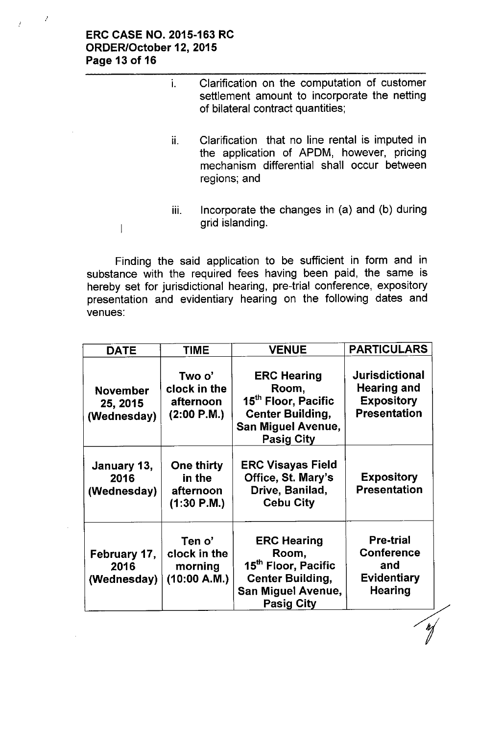i. Clarification on the computation of customer settlement amount to incorporate the netting of bilateral contract quantities;

ii. Clarification that no line rental is imputed in the application of APDM, however, pricing mechanism differential shall occur between regions; and

iii. Incorporate the changes in (a) and (b) during grid islanding.

Finding the said application to be sufficient in form and in substance with the required fees having been paid, the same is hereby set for jurisdictional hearing, pre-trial conference, expository presentation and evidentiary hearing on the following dates and venues:

| DATE | TIME | VENUE | PARTICULARS |
| --- | --- | --- | --- |
| **November 25, 2015 (Wednesday)** | **Two o' clock in the afternoon (2:00 P.M.)** | **ERC Hearing Room, 15th Floor, Pacific Center Building, San Miguel Avenue, Pasig City** | **Jurisdictional Hearing and Expository Presentation** |
| **January 13, 2016 (Wednesday)** | **One thirty in the afternoon (1:30 P.M.)** | **ERC Visayas Field Office, St. Mary's Drive, Banilad, Cebu City** | **Expository Presentation** |
| **February 17, 2016 (Wednesday)** | **Ten o' clock in the morning (10:00 A.M.)** | **ERC Hearing Room, 15th Floor, Pacific Center Building, San Miguel Avenue, Pasig City** | **Pre-trial Conference and Evidentiary Hearing** |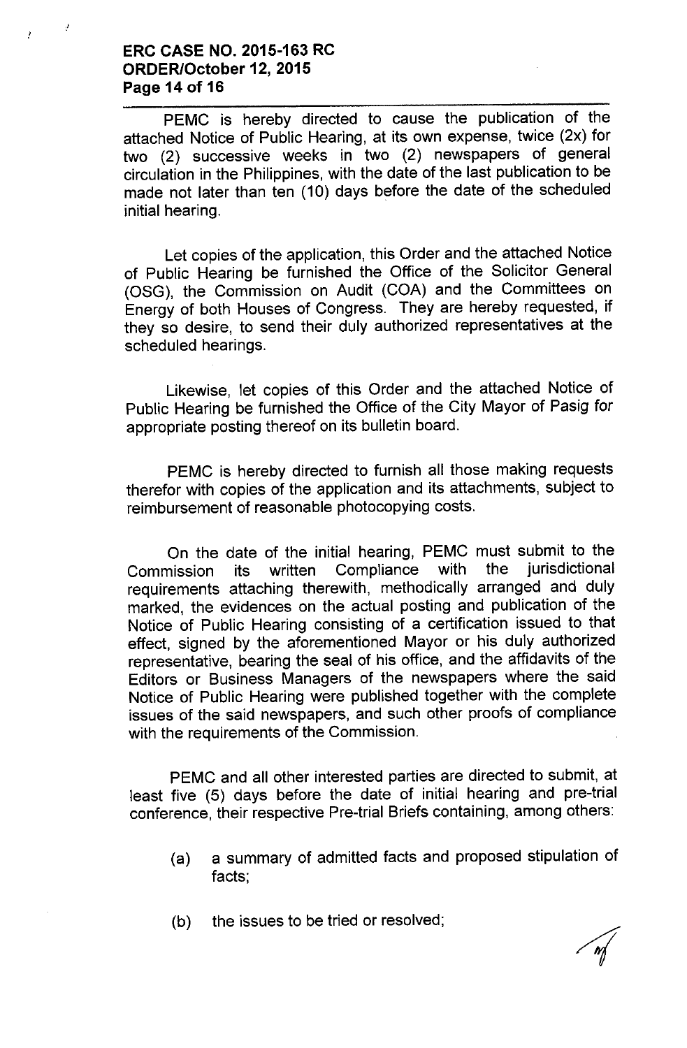PEMC is hereby directed to cause the publication of the attached Notice of Public Hearing, at its own expense, twice (2x) for two (2) successive weeks in two (2) newspapers of general circulation in the Philippines, with the date of the last publication to be made not later than ten (10) days before the date of the scheduled initial hearing.

Let copies of the application, this Order and the attached Notice of Public Hearing be furnished the Office of the Solicitor General (OSG), the Commission on Audit (COA) and the Committees on Energy of both Houses of Congress. They are hereby requested, if they so desire, to send their duly authorized representatives at the scheduled hearings.

Likewise, let copies of this Order and the attached Notice of Public Hearing be furnished the Office of the City Mayor of Pasig for appropriate posting thereof on its bulletin board.

PEMC is hereby directed to furnish all those making requests therefor with copies of the application and its attachments, subject to reimbursement of reasonable photocopying costs.

On the date of the initial hearing, PEMC must submit to the Commission its written Compliance with the jurisdictional requirements attaching therewith, methodically arranged and duly marked, the evidences on the actual posting and publication of the Notice of Public Hearing consisting of a certification issued to that effect, signed by the aforementioned Mayor or his duly authorized representative, bearing the seal of his office, and the affidavits of the Editors or Business Managers of the newspapers where the said Notice of Public Hearing were published together with the complete issues of the said newspapers, and such other proofs of compliance with the requirements of the Commission.

PEMC and all other interested parties are directed to submit, at least five (5) days before the date of initial hearing and pre-trial conference, their respective Pre-trial Briefs containing, among others:

(a) a summary of admitted facts and proposed stipulation of facts;

(b) the issues to be tried or resolved;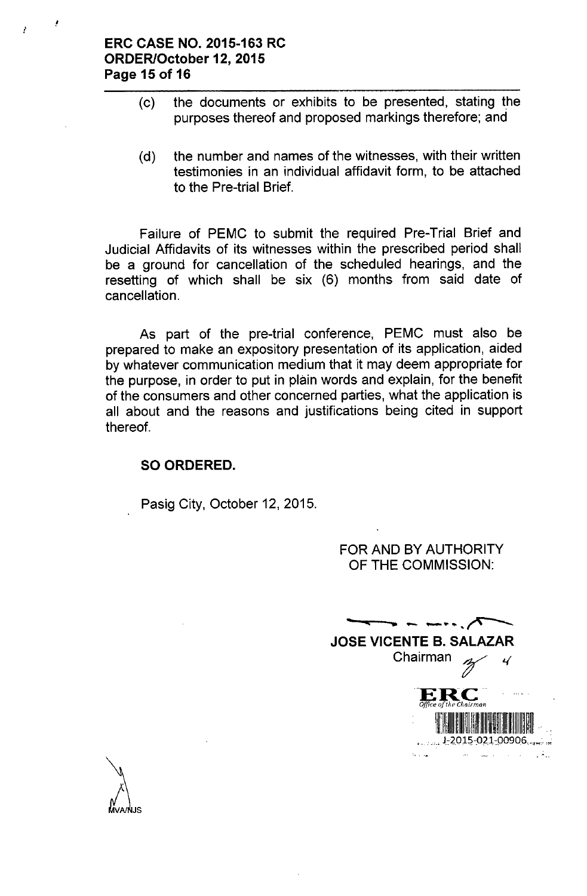(c) the documents or exhibits to be presented, stating the purposes thereof and proposed markings therefore; and

(d) the number and names of the witnesses, with their written testimonies in an individual affidavit form, to be attached to the Pre-trial Brief.

Failure of PEMC to submit the required Pre-Trial Brief and Judicial Affidavits of its witnesses within the prescribed period shall be a ground for cancellation of the scheduled hearings, and the resetting of which shall be six (6) months from said date of cancellation.

As part of the pre-trial conference, PEMC must also be prepared to make an expository presentation of its application, aided by whatever communication medium that it may deem appropriate for the purpose, in order to put in plain words and explain, for the benefit of the consumers and other concerned parties, what the application is all about and the reasons and justifications being cited in support thereof.

**SO ORDERED.**

Pasig City, October 12, 2015.

FOR AND BY AUTHORITY
OF THE COMMISSION:

**JOSE VICENTE B. SALAZAR**
Chairman

ERC
Office of the Chairman
J-2015-021-00906

MVA/NJS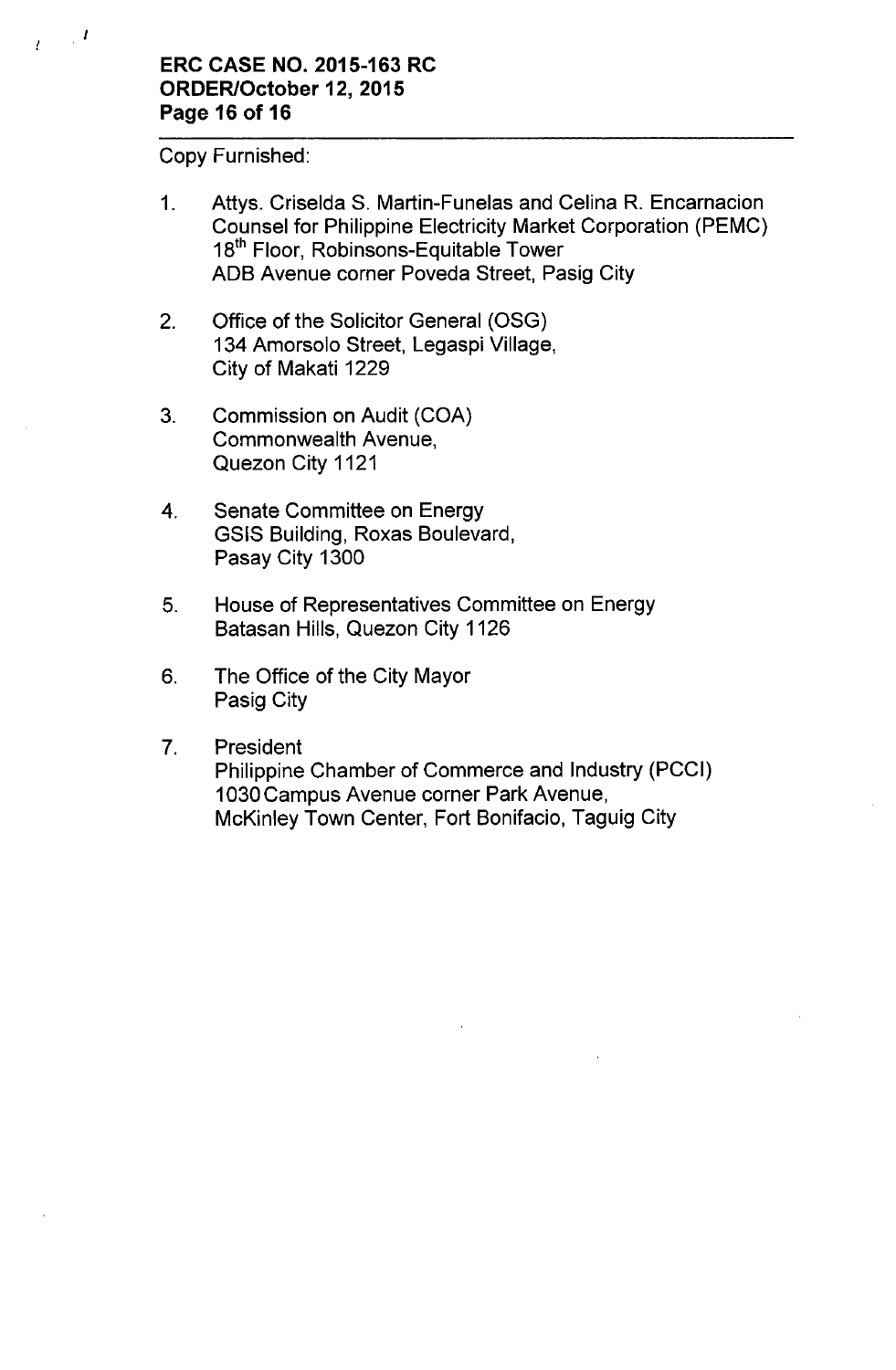Copy Furnished:

1. Attys. Criselda S. Martin-Funelas and Celina R. Encarnacion
   Counsel for Philippine Electricity Market Corporation (PEMC)
   18th Floor, Robinsons-Equitable Tower
   ADB Avenue corner Poveda Street, Pasig City

2. Office of the Solicitor General (OSG)
   134 Amorsolo Street, Legaspi Village,
   City of Makati 1229

3. Commission on Audit (COA)
   Commonwealth Avenue,
   Quezon City 1121

4. Senate Committee on Energy
   GSIS Building, Roxas Boulevard,
   Pasay City 1300

5. House of Representatives Committee on Energy
   Batasan Hills, Quezon City 1126

6. The Office of the City Mayor
   Pasig City

7. President
   Philippine Chamber of Commerce and Industry (PCCI)
   1030 Campus Avenue corner Park Avenue,
   McKinley Town Center, Fort Bonifacio, Taguig City